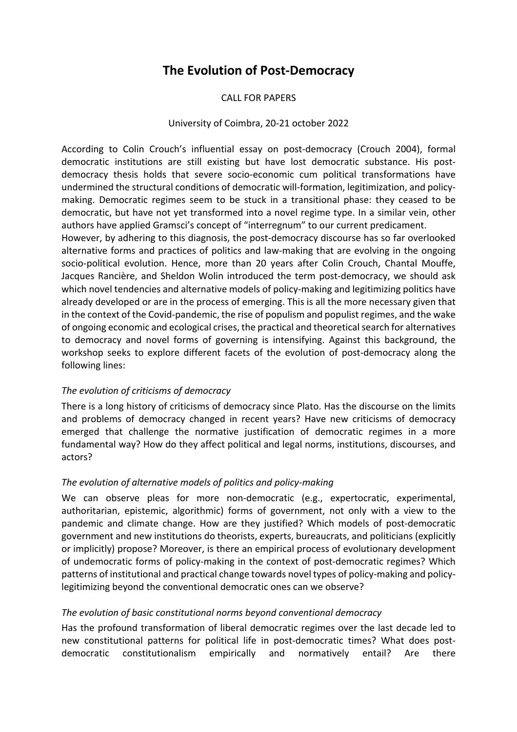# The Evolution of Post-Democracy

CALL FOR PAPERS

University of Coimbra, 20-21 october 2022

According to Colin Crouch's influential essay on post-democracy (Crouch 2004), formal democratic institutions are still existing but have lost democratic substance. His post-democracy thesis holds that severe socio-economic cum political transformations have undermined the structural conditions of democratic will-formation, legitimization, and policy-making. Democratic regimes seem to be stuck in a transitional phase: they ceased to be democratic, but have not yet transformed into a novel regime type. In a similar vein, other authors have applied Gramsci's concept of "interregnum" to our current predicament.

However, by adhering to this diagnosis, the post-democracy discourse has so far overlooked alternative forms and practices of politics and law-making that are evolving in the ongoing socio-political evolution. Hence, more than 20 years after Colin Crouch, Chantal Mouffe, Jacques Rancière, and Sheldon Wolin introduced the term post-democracy, we should ask which novel tendencies and alternative models of policy-making and legitimizing politics have already developed or are in the process of emerging. This is all the more necessary given that in the context of the Covid-pandemic, the rise of populism and populist regimes, and the wake of ongoing economic and ecological crises, the practical and theoretical search for alternatives to democracy and novel forms of governing is intensifying. Against this background, the workshop seeks to explore different facets of the evolution of post-democracy along the following lines:

*The evolution of criticisms of democracy*

There is a long history of criticisms of democracy since Plato. Has the discourse on the limits and problems of democracy changed in recent years? Have new criticisms of democracy emerged that challenge the normative justification of democratic regimes in a more fundamental way? How do they affect political and legal norms, institutions, discourses, and actors?

*The evolution of alternative models of politics and policy-making*

We can observe pleas for more non-democratic (e.g., expertocratic, experimental, authoritarian, epistemic, algorithmic) forms of government, not only with a view to the pandemic and climate change. How are they justified? Which models of post-democratic government and new institutions do theorists, experts, bureaucrats, and politicians (explicitly or implicitly) propose? Moreover, is there an empirical process of evolutionary development of undemocratic forms of policy-making in the context of post-democratic regimes? Which patterns of institutional and practical change towards novel types of policy-making and policy-legitimizing beyond the conventional democratic ones can we observe?

*The evolution of basic constitutional norms beyond conventional democracy*

Has the profound transformation of liberal democratic regimes over the last decade led to new constitutional patterns for political life in post-democratic times? What does post-democratic constitutionalism empirically and normatively entail? Are there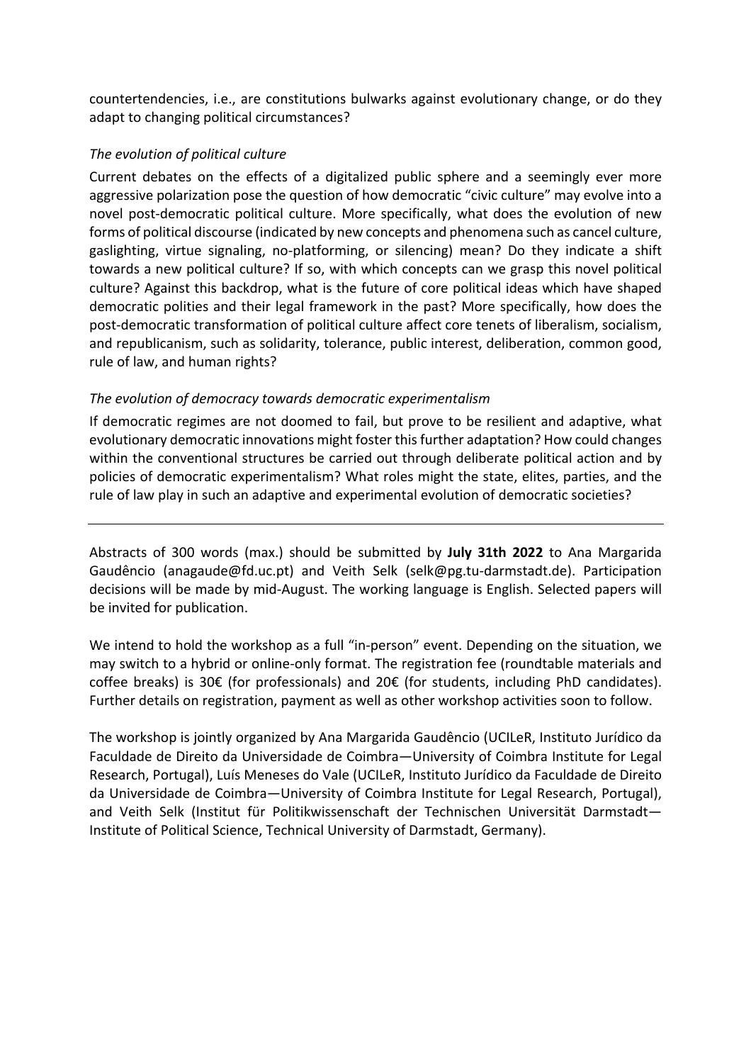countertendencies, i.e., are constitutions bulwarks against evolutionary change, or do they adapt to changing political circumstances?

*The evolution of political culture*

Current debates on the effects of a digitalized public sphere and a seemingly ever more aggressive polarization pose the question of how democratic “civic culture” may evolve into a novel post-democratic political culture. More specifically, what does the evolution of new forms of political discourse (indicated by new concepts and phenomena such as cancel culture, gaslighting, virtue signaling, no-platforming, or silencing) mean? Do they indicate a shift towards a new political culture? If so, with which concepts can we grasp this novel political culture? Against this backdrop, what is the future of core political ideas which have shaped democratic polities and their legal framework in the past? More specifically, how does the post-democratic transformation of political culture affect core tenets of liberalism, socialism, and republicanism, such as solidarity, tolerance, public interest, deliberation, common good, rule of law, and human rights?

*The evolution of democracy towards democratic experimentalism*

If democratic regimes are not doomed to fail, but prove to be resilient and adaptive, what evolutionary democratic innovations might foster this further adaptation? How could changes within the conventional structures be carried out through deliberate political action and by policies of democratic experimentalism? What roles might the state, elites, parties, and the rule of law play in such an adaptive and experimental evolution of democratic societies?

---

Abstracts of 300 words (max.) should be submitted by **July 31th 2022** to Ana Margarida Gaudêncio (anagaude@fd.uc.pt) and Veith Selk (selk@pg.tu-darmstadt.de). Participation decisions will be made by mid-August. The working language is English. Selected papers will be invited for publication.

We intend to hold the workshop as a full “in-person” event. Depending on the situation, we may switch to a hybrid or online-only format. The registration fee (roundtable materials and coffee breaks) is 30€ (for professionals) and 20€ (for students, including PhD candidates). Further details on registration, payment as well as other workshop activities soon to follow.

The workshop is jointly organized by Ana Margarida Gaudêncio (UCILeR, Instituto Jurídico da Faculdade de Direito da Universidade de Coimbra—University of Coimbra Institute for Legal Research, Portugal), Luís Meneses do Vale (UCILeR, Instituto Jurídico da Faculdade de Direito da Universidade de Coimbra—University of Coimbra Institute for Legal Research, Portugal), and Veith Selk (Institut für Politikwissenschaft der Technischen Universität Darmstadt—Institute of Political Science, Technical University of Darmstadt, Germany).